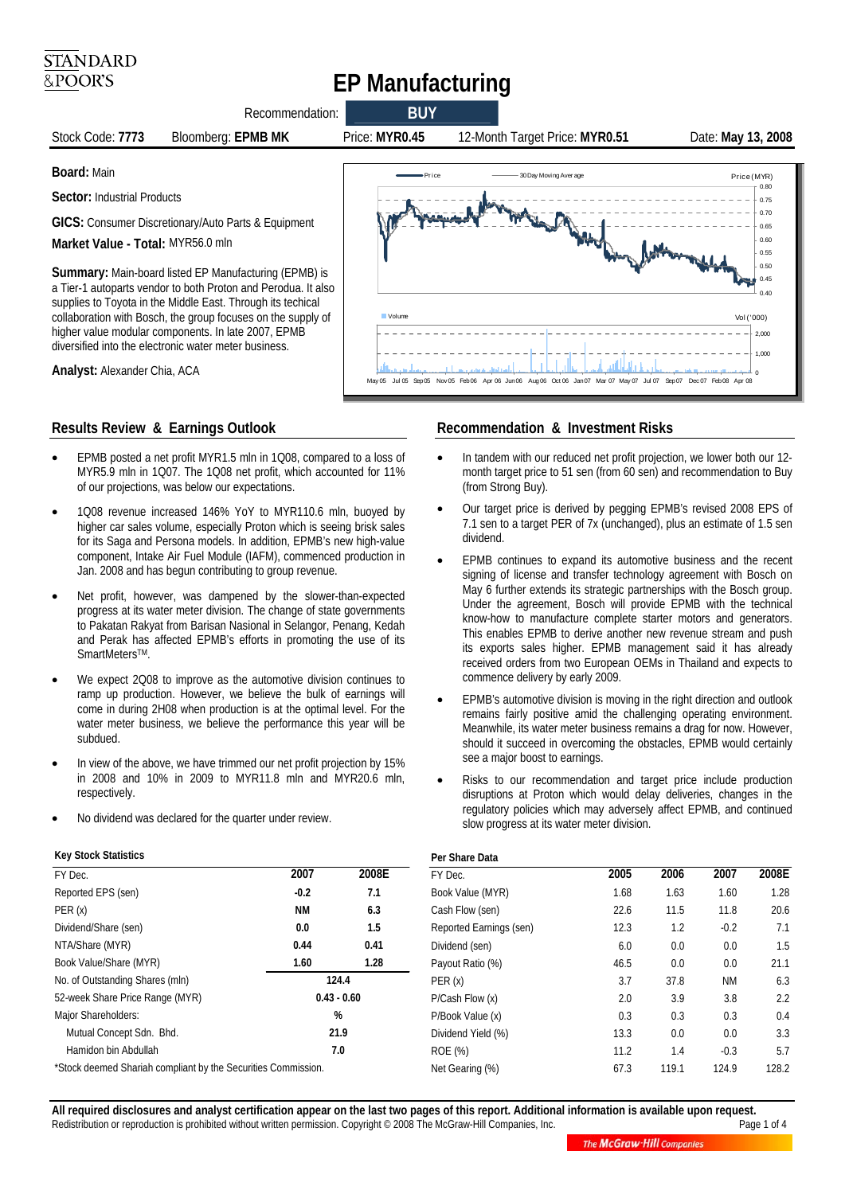STANDARD & POOR'S

# EP Manufacturing

Recommendation: **BUY**

Stock Code: **7773** | Bloomberg: **EPMB MK** | Price: **MYR0.45** | 12-Month Target Price: **MYR0.51** | Date: **May 13, 2008**

**Board:** Main

**Sector:** Industrial Products

**GICS:** Consumer Discretionary/Auto Parts & Equipment

**Market Value - Total:** MYR56.0 mln

**Summary:** Main-board listed EP Manufacturing (EPMB) is a Tier-1 autoparts vendor to both Proton and Perodua. It also supplies to Toyota in the Middle East. Through its techical collaboration with Bosch, the group focuses on the supply of higher value modular components. In late 2007, EPMB diversified into the electronic water meter business.

**Analyst:** Alexander Chia, ACA

## Results Review & Earnings Outlook

- EPMB posted a net profit MYR1.5 mln in 1Q08, compared to a loss of MYR5.9 mln in 1Q07. The 1Q08 net profit, which accounted for 11% of our projections, was below our expectations.
- 1Q08 revenue increased 146% YoY to MYR110.6 mln, buoyed by higher car sales volume, especially Proton which is seeing brisk sales for its Saga and Persona models. In addition, EPMB's new high-value component, Intake Air Fuel Module (IAFM), commenced production in Jan. 2008 and has begun contributing to group revenue.
- Net profit, however, was dampened by the slower-than-expected progress at its water meter division. The change of state governments to Pakatan Rakyat from Barisan Nasional in Selangor, Penang, Kedah and Perak has affected EPMB's efforts in promoting the use of its SmartMeters™.
- We expect 2Q08 to improve as the automotive division continues to ramp up production. However, we believe the bulk of earnings will come in during 2H08 when production is at the optimal level. For the water meter business, we believe the performance this year will be subdued.
- In view of the above, we have trimmed our net profit projection by 15% in 2008 and 10% in 2009 to MYR11.8 mln and MYR20.6 mln, respectively.
- No dividend was declared for the quarter under review.

## Recommendation & Investment Risks

- In tandem with our reduced net profit projection, we lower both our 12-month target price to 51 sen (from 60 sen) and recommendation to Buy (from Strong Buy).
- Our target price is derived by pegging EPMB's revised 2008 EPS of 7.1 sen to a target PER of 7x (unchanged), plus an estimate of 1.5 sen dividend.
- EPMB continues to expand its automotive business and the recent signing of license and transfer technology agreement with Bosch on May 6 further extends its strategic partnerships with the Bosch group. Under the agreement, Bosch will provide EPMB with the technical know-how to manufacture complete starter motors and generators. This enables EPMB to derive another new revenue stream and push its exports sales higher. EPMB management said it has already received orders from two European OEMs in Thailand and expects to commence delivery by early 2009.
- EPMB's automotive division is moving in the right direction and outlook remains fairly positive amid the challenging operating environment. Meanwhile, its water meter business remains a drag for now. However, should it succeed in overcoming the obstacles, EPMB would certainly see a major boost to earnings.
- Risks to our recommendation and target price include production disruptions at Proton which would delay deliveries, changes in the regulatory policies which may adversely affect EPMB, and continued slow progress at its water meter division.

**Key Stock Statistics**

| FY Dec. | 2007 | 2008E |
|---|---|---|
| Reported EPS (sen) | -0.2 | 7.1 |
| PER (x) | NM | 6.3 |
| Dividend/Share (sen) | 0.0 | 1.5 |
| NTA/Share (MYR) | 0.44 | 0.41 |
| Book Value/Share (MYR) | 1.60 | 1.28 |
| No. of Outstanding Shares (mln) | 124.4 | |
| 52-week Share Price Range (MYR) | 0.43 - 0.60 | |
| Major Shareholders: | % | |
| Mutual Concept Sdn. Bhd. | 21.9 | |
| Hamidon bin Abdullah | 7.0 | |

*Stock deemed Shariah compliant by the Securities Commission.

**Per Share Data**

| FY Dec. | 2005 | 2006 | 2007 | 2008E |
|---|---|---|---|---|
| Book Value (MYR) | 1.68 | 1.63 | 1.60 | 1.28 |
| Cash Flow (sen) | 22.6 | 11.5 | 11.8 | 20.6 |
| Reported Earnings (sen) | 12.3 | 1.2 | -0.2 | 7.1 |
| Dividend (sen) | 6.0 | 0.0 | 0.0 | 1.5 |
| Payout Ratio (%) | 46.5 | 0.0 | 0.0 | 21.1 |
| PER (x) | 3.7 | 37.8 | NM | 6.3 |
| P/Cash Flow (x) | 2.0 | 3.9 | 3.8 | 2.2 |
| P/Book Value (x) | 0.3 | 0.3 | 0.3 | 0.4 |
| Dividend Yield (%) | 13.3 | 0.0 | 0.0 | 3.3 |
| ROE (%) | 11.2 | 1.4 | -0.3 | 5.7 |
| Net Gearing (%) | 67.3 | 119.1 | 124.9 | 128.2 |

**All required disclosures and analyst certification appear on the last two pages of this report. Additional information is available upon request.**
Redistribution or reproduction is prohibited without written permission. Copyright © 2008 The McGraw-Hill Companies, Inc.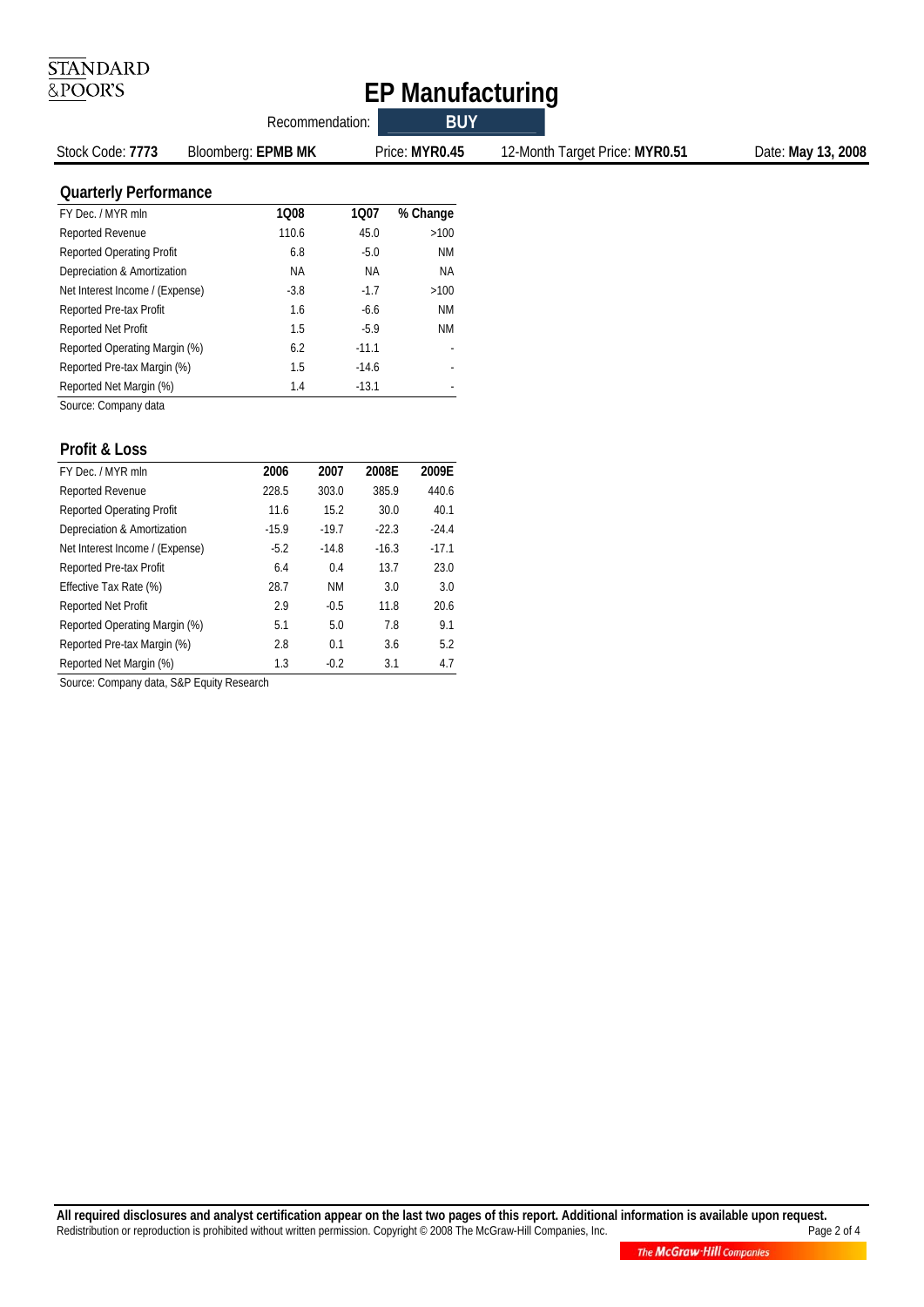# EP Manufacturing

Recommendation: **BUY**

Stock Code: **7773** | Bloomberg: **EPMB MK** | Price: **MYR0.45** | 12-Month Target Price: **MYR0.51** | Date: **May 13, 2008**

## Quarterly Performance

| FY Dec. / MYR mln | 1Q08 | 1Q07 | % Change |
|---|---|---|---|
| Reported Revenue | 110.6 | 45.0 | >100 |
| Reported Operating Profit | 6.8 | -5.0 | NM |
| Depreciation & Amortization | NA | NA | NA |
| Net Interest Income / (Expense) | -3.8 | -1.7 | >100 |
| Reported Pre-tax Profit | 1.6 | -6.6 | NM |
| Reported Net Profit | 1.5 | -5.9 | NM |
| Reported Operating Margin (%) | 6.2 | -11.1 | - |
| Reported Pre-tax Margin (%) | 1.5 | -14.6 | - |
| Reported Net Margin (%) | 1.4 | -13.1 | - |

Source: Company data

## Profit & Loss

| FY Dec. / MYR mln | 2006 | 2007 | 2008E | 2009E |
|---|---|---|---|---|
| Reported Revenue | 228.5 | 303.0 | 385.9 | 440.6 |
| Reported Operating Profit | 11.6 | 15.2 | 30.0 | 40.1 |
| Depreciation & Amortization | -15.9 | -19.7 | -22.3 | -24.4 |
| Net Interest Income / (Expense) | -5.2 | -14.8 | -16.3 | -17.1 |
| Reported Pre-tax Profit | 6.4 | 0.4 | 13.7 | 23.0 |
| Effective Tax Rate (%) | 28.7 | NM | 3.0 | 3.0 |
| Reported Net Profit | 2.9 | -0.5 | 11.8 | 20.6 |
| Reported Operating Margin (%) | 5.1 | 5.0 | 7.8 | 9.1 |
| Reported Pre-tax Margin (%) | 2.8 | 0.1 | 3.6 | 5.2 |
| Reported Net Margin (%) | 1.3 | -0.2 | 3.1 | 4.7 |

Source: Company data, S&P Equity Research

**All required disclosures and analyst certification appear on the last two pages of this report. Additional information is available upon request.**
Redistribution or reproduction is prohibited without written permission. Copyright © 2008 The McGraw-Hill Companies, Inc.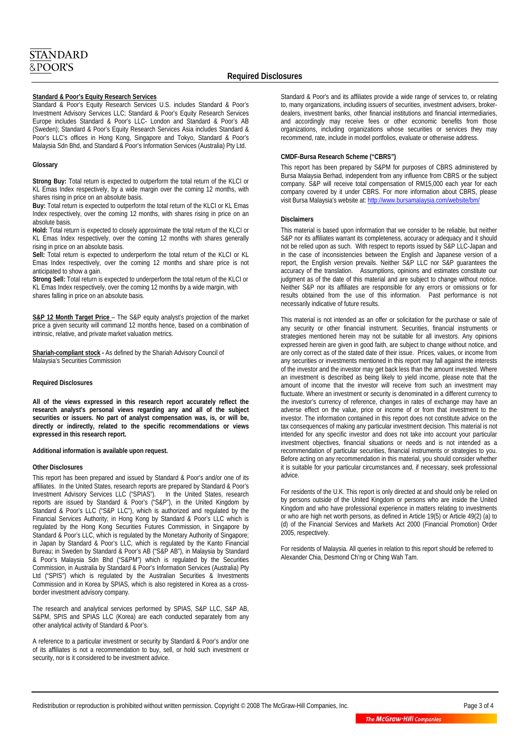## Required Disclosures

**Standard & Poor's Equity Research Services**

Standard & Poor's Equity Research Services U.S. includes Standard & Poor's Investment Advisory Services LLC; Standard & Poor's Equity Research Services Europe includes Standard & Poor's LLC- London and Standard & Poor's AB (Sweden); Standard & Poor's Equity Research Services Asia includes Standard & Poor's LLC's offices in Hong Kong, Singapore and Tokyo, Standard & Poor's Malaysia Sdn Bhd, and Standard & Poor's Information Services (Australia) Pty Ltd.

**Glossary**

**Strong Buy:** Total return is expected to outperform the total return of the KLCI or KL Emas Index respectively, by a wide margin over the coming 12 months, with shares rising in price on an absolute basis.

**Buy:** Total return is expected to outperform the total return of the KLCI or KL Emas Index respectively, over the coming 12 months, with shares rising in price on an absolute basis.

**Hold:** Total return is expected to closely approximate the total return of the KLCI or KL Emas Index respectively, over the coming 12 months with shares generally rising in price on an absolute basis.

**Sell:** Total return is expected to underperform the total return of the KLCI or KL Emas Index respectively, over the coming 12 months and share price is not anticipated to show a gain.

**Strong Sell:** Total return is expected to underperform the total return of the KLCI or KL Emas Index respectively, over the coming 12 months by a wide margin, with shares falling in price on an absolute basis.

**S&P 12 Month Target Price** – The S&P equity analyst's projection of the market price a given security will command 12 months hence, based on a combination of intrinsic, relative, and private market valuation metrics.

**Shariah-compliant stock -** As defined by the Shariah Advisory Council of Malaysia's Securities Commission

**Required Disclosures**

**All of the views expressed in this research report accurately reflect the research analyst's personal views regarding any and all of the subject securities or issuers. No part of analyst compensation was, is, or will be, directly or indirectly, related to the specific recommendations or views expressed in this research report.**

**Additional information is available upon request.**

**Other Disclosures**

This report has been prepared and issued by Standard & Poor's and/or one of its affiliates. In the United States, research reports are prepared by Standard & Poor's Investment Advisory Services LLC ("SPIAS"). In the United States, research reports are issued by Standard & Poor's ("S&P"), in the United Kingdom by Standard & Poor's LLC ("S&P LLC"), which is authorized and regulated by the Financial Services Authority; in Hong Kong by Standard & Poor's LLC which is regulated by the Hong Kong Securities Futures Commission, in Singapore by Standard & Poor's LLC, which is regulated by the Monetary Authority of Singapore; in Japan by Standard & Poor's LLC, which is regulated by the Kanto Financial Bureau; in Sweden by Standard & Poor's AB ("S&P AB"), in Malaysia by Standard & Poor's Malaysia Sdn Bhd ("S&PM") which is regulated by the Securities Commission, in Australia by Standard & Poor's Information Services (Australia) Pty Ltd ("SPIS") which is regulated by the Australian Securities & Investments Commission and in Korea by SPIAS, which is also registered in Korea as a cross-border investment advisory company.

The research and analytical services performed by SPIAS, S&P LLC, S&P AB, S&PM, SPIS and SPIAS LLC (Korea) are each conducted separately from any other analytical activity of Standard & Poor's.

A reference to a particular investment or security by Standard & Poor's and/or one of its affiliates is not a recommendation to buy, sell, or hold such investment or security, nor is it considered to be investment advice.

Standard & Poor's and its affiliates provide a wide range of services to, or relating to, many organizations, including issuers of securities, investment advisers, broker-dealers, investment banks, other financial institutions and financial intermediaries, and accordingly may receive fees or other economic benefits from those organizations, including organizations whose securities or services they may recommend, rate, include in model portfolios, evaluate or otherwise address.

**CMDF-Bursa Research Scheme ("CBRS")**

This report has been prepared by S&PM for purposes of CBRS administered by Bursa Malaysia Berhad, independent from any influence from CBRS or the subject company. S&P will receive total compensation of RM15,000 each year for each company covered by it under CBRS. For more information about CBRS, please visit Bursa Malaysia's website at: http://www.bursamalaysia.com/website/bm/

**Disclaimers**

This material is based upon information that we consider to be reliable, but neither S&P nor its affiliates warrant its completeness, accuracy or adequacy and it should not be relied upon as such. With respect to reports issued by S&P LLC-Japan and in the case of inconsistencies between the English and Japanese version of a report, the English version prevails. Neither S&P LLC nor S&P guarantees the accuracy of the translation. Assumptions, opinions and estimates constitute our judgment as of the date of this material and are subject to change without notice. Neither S&P nor its affiliates are responsible for any errors or omissions or for results obtained from the use of this information. Past performance is not necessarily indicative of future results.

This material is not intended as an offer or solicitation for the purchase or sale of any security or other financial instrument. Securities, financial instruments or strategies mentioned herein may not be suitable for all investors. Any opinions expressed herein are given in good faith, are subject to change without notice, and are only correct as of the stated date of their issue. Prices, values, or income from any securities or investments mentioned in this report may fall against the interests of the investor and the investor may get back less than the amount invested. Where an investment is described as being likely to yield income, please note that the amount of income that the investor will receive from such an investment may fluctuate. Where an investment or security is denominated in a different currency to the investor's currency of reference, changes in rates of exchange may have an adverse effect on the value, price or income of or from that investment to the investor. The information contained in this report does not constitute advice on the tax consequences of making any particular investment decision. This material is not intended for any specific investor and does not take into account your particular investment objectives, financial situations or needs and is not intended as a recommendation of particular securities, financial instruments or strategies to you. Before acting on any recommendation in this material, you should consider whether it is suitable for your particular circumstances and, if necessary, seek professional advice.

For residents of the U.K. This report is only directed at and should only be relied on by persons outside of the United Kingdom or persons who are inside the United Kingdom and who have professional experience in matters relating to investments or who are high net worth persons, as defined in Article 19(5) or Article 49(2) (a) to (d) of the Financial Services and Markets Act 2000 (Financial Promotion) Order 2005, respectively.

For residents of Malaysia. All queries in relation to this report should be referred to Alexander Chia, Desmond Ch'ng or Ching Wah Tam.

Redistribution or reproduction is prohibited without written permission. Copyright © 2008 The McGraw-Hill Companies, Inc.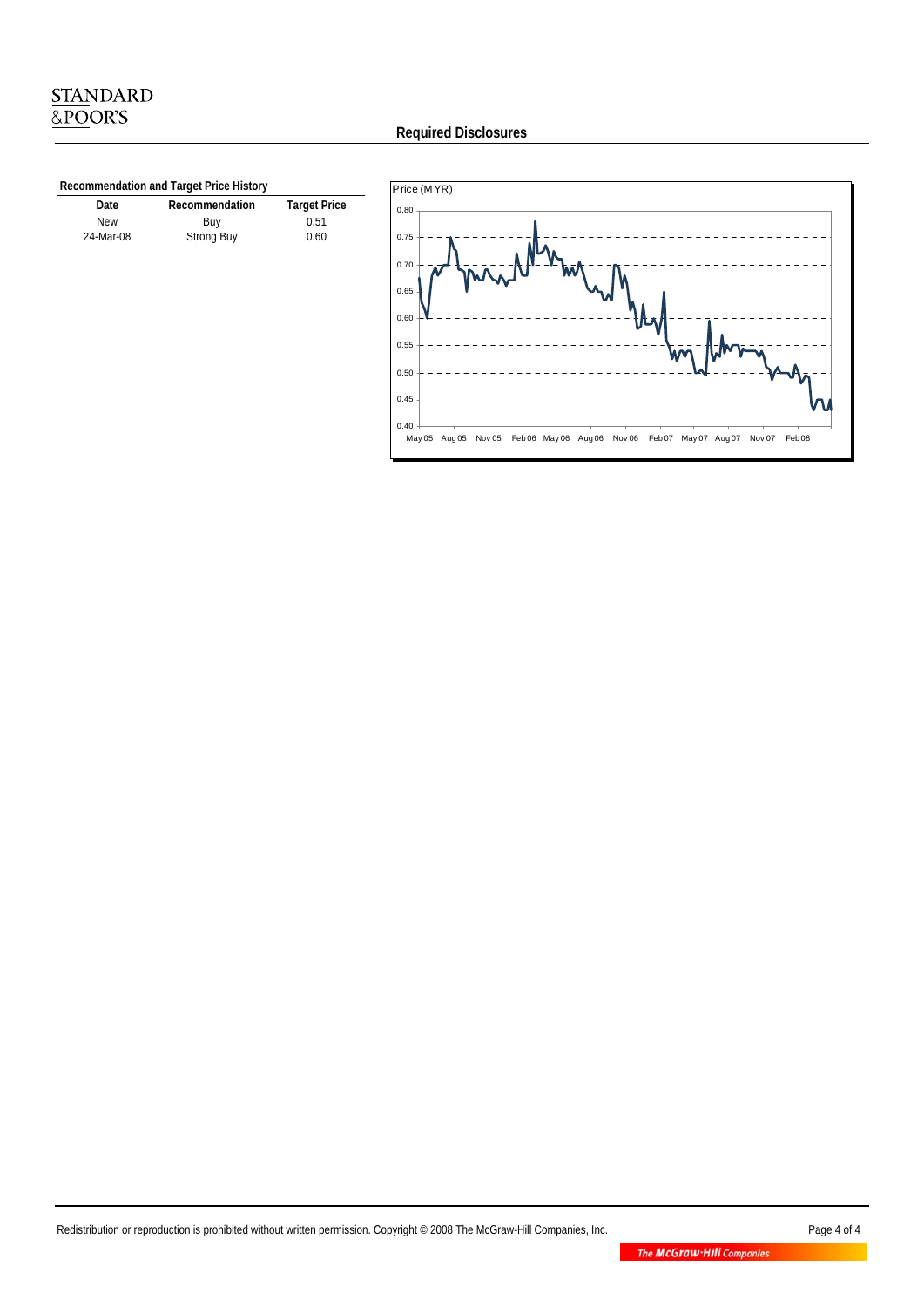## Required Disclosures

**Recommendation and Target Price History**

| Date | Recommendation | Target Price |
|---|---|---|
| New | Buy | 0.51 |
| 24-Mar-08 | Strong Buy | 0.60 |

Price (MYR)

0.80
0.75
0.70
0.65
0.60
0.55
0.50
0.45
0.40

May 05 Aug 05 Nov 05 Feb 06 May 06 Aug 06 Nov 06 Feb 07 May 07 Aug 07 Nov 07 Feb 08

Redistribution or reproduction is prohibited without written permission. Copyright © 2008 The McGraw-Hill Companies, Inc.